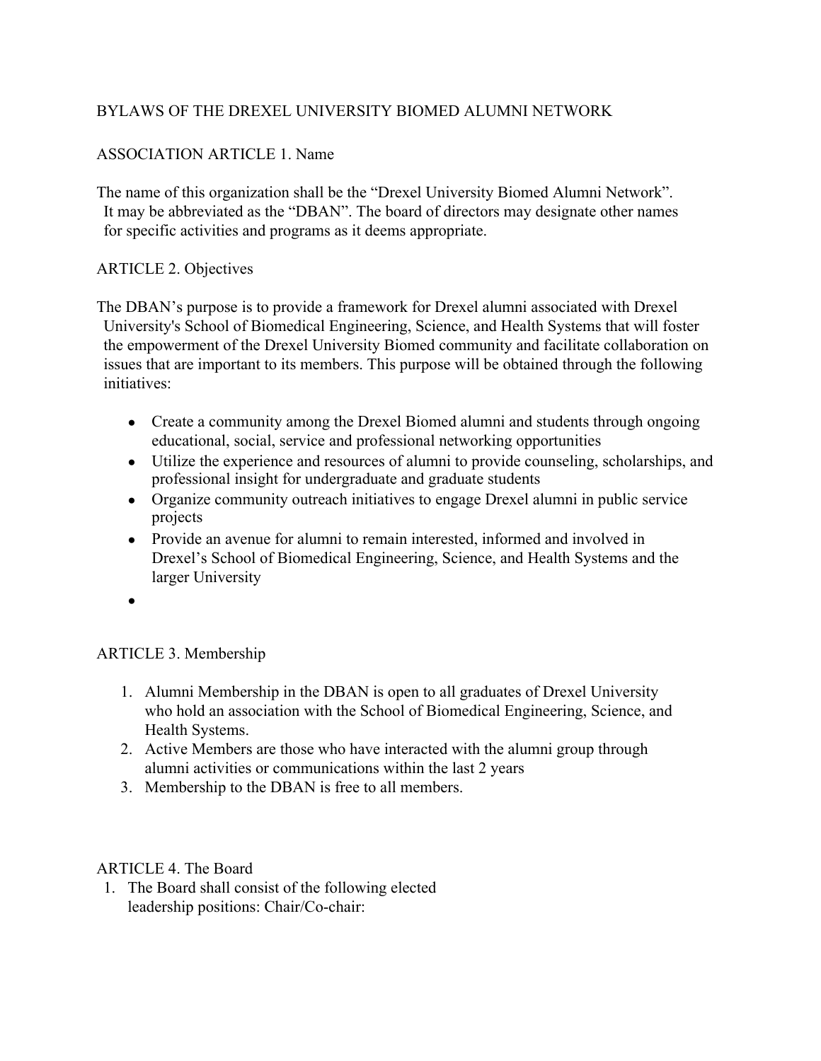# BYLAWS OF THE DREXEL UNIVERSITY BIOMED ALUMNI NETWORK

## ASSOCIATION ARTICLE 1. Name

The name of this organization shall be the "Drexel University Biomed Alumni Network". It may be abbreviated as the "DBAN". The board of directors may designate other names for specific activities and programs as it deems appropriate.

## ARTICLE 2. Objectives

The DBAN's purpose is to provide a framework for Drexel alumni associated with Drexel University's School of Biomedical Engineering, Science, and Health Systems that will foster the empowerment of the Drexel University Biomed community and facilitate collaboration on issues that are important to its members. This purpose will be obtained through the following initiatives:

- Create a community among the Drexel Biomed alumni and students through ongoing educational, social, service and professional networking opportunities
- Utilize the experience and resources of alumni to provide counseling, scholarships, and professional insight for undergraduate and graduate students
- Organize community outreach initiatives to engage Drexel alumni in public service projects
- Provide an avenue for alumni to remain interested, informed and involved in Drexel's School of Biomedical Engineering, Science, and Health Systems and the larger University
- 

## ARTICLE 3. Membership

1. Alumni Membership in the DBAN is open to all graduates of Drexel University who hold an association with the School of Biomedical Engineering, Science, and Health Systems.
2. Active Members are those who have interacted with the alumni group through alumni activities or communications within the last 2 years
3. Membership to the DBAN is free to all members.

## ARTICLE 4. The Board

1. The Board shall consist of the following elected leadership positions: Chair/Co-chair: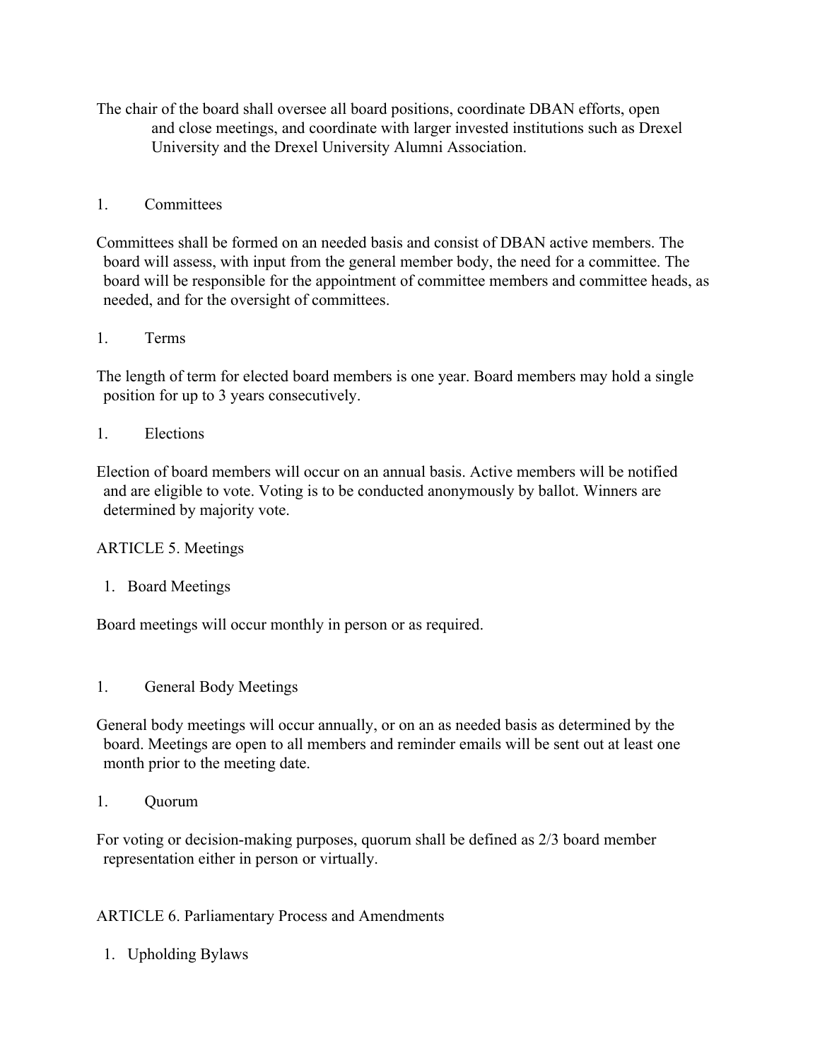The chair of the board shall oversee all board positions, coordinate DBAN efforts, open and close meetings, and coordinate with larger invested institutions such as Drexel University and the Drexel University Alumni Association.

1. Committees

Committees shall be formed on an needed basis and consist of DBAN active members. The board will assess, with input from the general member body, the need for a committee. The board will be responsible for the appointment of committee members and committee heads, as needed, and for the oversight of committees.

1. Terms

The length of term for elected board members is one year. Board members may hold a single position for up to 3 years consecutively.

1. Elections

Election of board members will occur on an annual basis. Active members will be notified and are eligible to vote. Voting is to be conducted anonymously by ballot. Winners are determined by majority vote.

ARTICLE 5. Meetings

1. Board Meetings

Board meetings will occur monthly in person or as required.

1. General Body Meetings

General body meetings will occur annually, or on an as needed basis as determined by the board. Meetings are open to all members and reminder emails will be sent out at least one month prior to the meeting date.

1. Quorum

For voting or decision-making purposes, quorum shall be defined as 2/3 board member representation either in person or virtually.

ARTICLE 6. Parliamentary Process and Amendments

1. Upholding Bylaws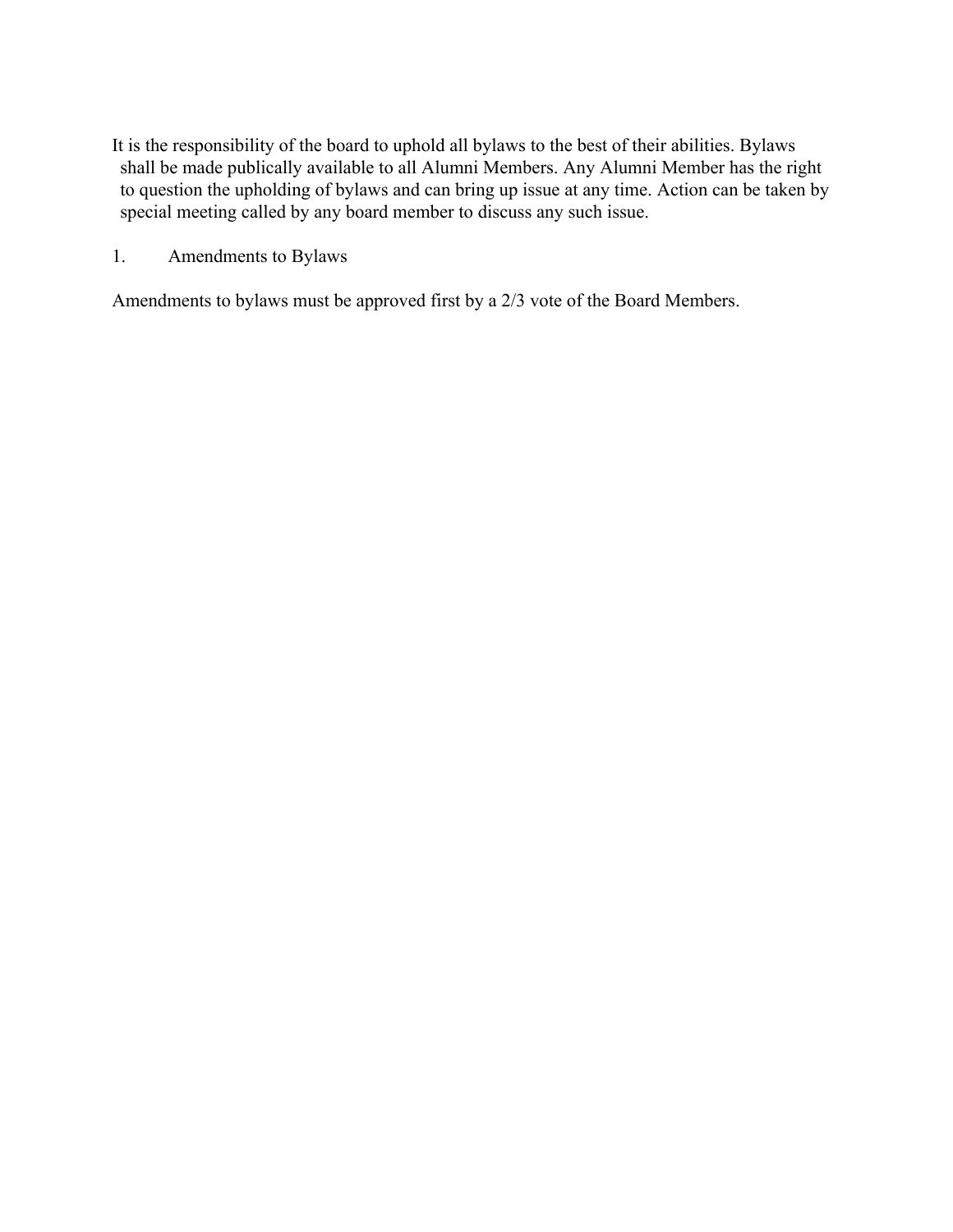It is the responsibility of the board to uphold all bylaws to the best of their abilities. Bylaws shall be made publically available to all Alumni Members. Any Alumni Member has the right to question the upholding of bylaws and can bring up issue at any time. Action can be taken by special meeting called by any board member to discuss any such issue.

1. Amendments to Bylaws

Amendments to bylaws must be approved first by a 2/3 vote of the Board Members.